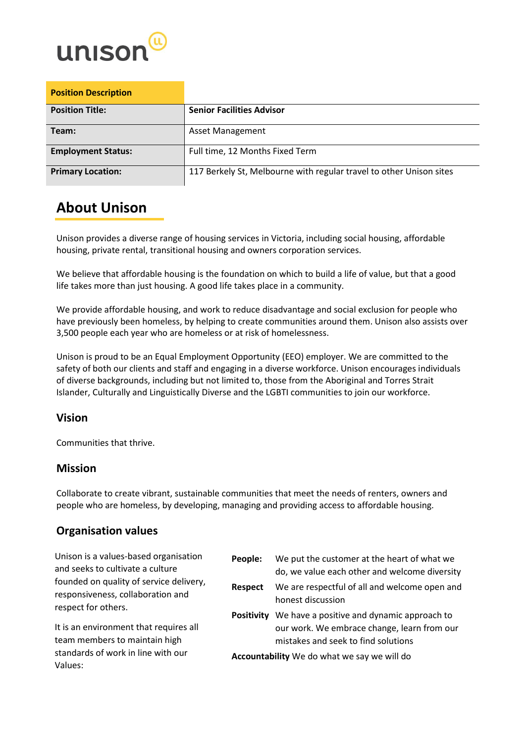unison

| Position Description | |
|---|---|
| **Position Title:** | **Senior Facilities Advisor** |
| **Team:** | Asset Management |
| **Employment Status:** | Full time, 12 Months Fixed Term |
| **Primary Location:** | 117 Berkely St, Melbourne with regular travel to other Unison sites |

# About Unison

Unison provides a diverse range of housing services in Victoria, including social housing, affordable housing, private rental, transitional housing and owners corporation services.

We believe that affordable housing is the foundation on which to build a life of value, but that a good life takes more than just housing. A good life takes place in a community.

We provide affordable housing, and work to reduce disadvantage and social exclusion for people who have previously been homeless, by helping to create communities around them. Unison also assists over 3,500 people each year who are homeless or at risk of homelessness.

Unison is proud to be an Equal Employment Opportunity (EEO) employer. We are committed to the safety of both our clients and staff and engaging in a diverse workforce. Unison encourages individuals of diverse backgrounds, including but not limited to, those from the Aboriginal and Torres Strait Islander, Culturally and Linguistically Diverse and the LGBTI communities to join our workforce.

## Vision

Communities that thrive.

## Mission

Collaborate to create vibrant, sustainable communities that meet the needs of renters, owners and people who are homeless, by developing, managing and providing access to affordable housing.

## Organisation values

Unison is a values-based organisation and seeks to cultivate a culture founded on quality of service delivery, responsiveness, collaboration and respect for others.

It is an environment that requires all team members to maintain high standards of work in line with our Values:

**People:** We put the customer at the heart of what we do, we value each other and welcome diversity

**Respect** We are respectful of all and welcome open and honest discussion

**Positivity** We have a positive and dynamic approach to our work. We embrace change, learn from our mistakes and seek to find solutions

**Accountability** We do what we say we will do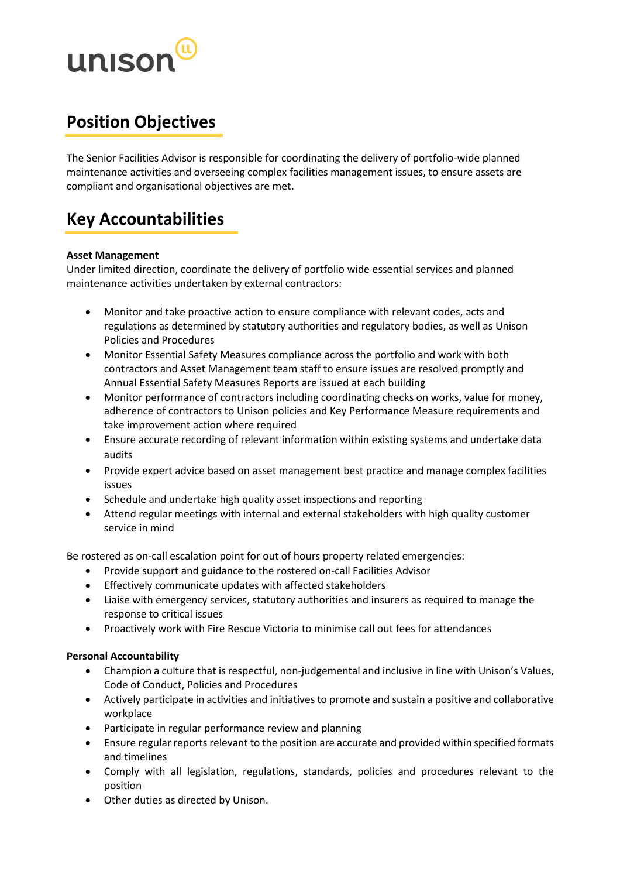## Position Objectives

The Senior Facilities Advisor is responsible for coordinating the delivery of portfolio-wide planned maintenance activities and overseeing complex facilities management issues, to ensure assets are compliant and organisational objectives are met.

## Key Accountabilities

**Asset Management**

Under limited direction, coordinate the delivery of portfolio wide essential services and planned maintenance activities undertaken by external contractors:

- Monitor and take proactive action to ensure compliance with relevant codes, acts and regulations as determined by statutory authorities and regulatory bodies, as well as Unison Policies and Procedures
- Monitor Essential Safety Measures compliance across the portfolio and work with both contractors and Asset Management team staff to ensure issues are resolved promptly and Annual Essential Safety Measures Reports are issued at each building
- Monitor performance of contractors including coordinating checks on works, value for money, adherence of contractors to Unison policies and Key Performance Measure requirements and take improvement action where required
- Ensure accurate recording of relevant information within existing systems and undertake data audits
- Provide expert advice based on asset management best practice and manage complex facilities issues
- Schedule and undertake high quality asset inspections and reporting
- Attend regular meetings with internal and external stakeholders with high quality customer service in mind

Be rostered as on-call escalation point for out of hours property related emergencies:

- Provide support and guidance to the rostered on-call Facilities Advisor
- Effectively communicate updates with affected stakeholders
- Liaise with emergency services, statutory authorities and insurers as required to manage the response to critical issues
- Proactively work with Fire Rescue Victoria to minimise call out fees for attendances

**Personal Accountability**

- Champion a culture that is respectful, non-judgemental and inclusive in line with Unison's Values, Code of Conduct, Policies and Procedures
- Actively participate in activities and initiatives to promote and sustain a positive and collaborative workplace
- Participate in regular performance review and planning
- Ensure regular reports relevant to the position are accurate and provided within specified formats and timelines
- Comply with all legislation, regulations, standards, policies and procedures relevant to the position
- Other duties as directed by Unison.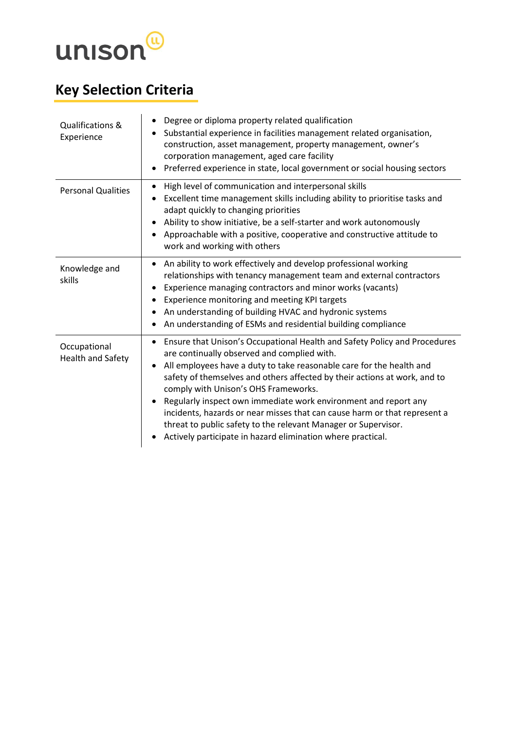# Key Selection Criteria

| | |
|---|---|
| Qualifications & Experience | • Degree or diploma property related qualification<br>• Substantial experience in facilities management related organisation, construction, asset management, property management, owner's corporation management, aged care facility<br>• Preferred experience in state, local government or social housing sectors |
| Personal Qualities | • High level of communication and interpersonal skills<br>• Excellent time management skills including ability to prioritise tasks and adapt quickly to changing priorities<br>• Ability to show initiative, be a self-starter and work autonomously<br>• Approachable with a positive, cooperative and constructive attitude to work and working with others |
| Knowledge and skills | • An ability to work effectively and develop professional working relationships with tenancy management team and external contractors<br>• Experience managing contractors and minor works (vacants)<br>• Experience monitoring and meeting KPI targets<br>• An understanding of building HVAC and hydronic systems<br>• An understanding of ESMs and residential building compliance |
| Occupational Health and Safety | • Ensure that Unison's Occupational Health and Safety Policy and Procedures are continually observed and complied with.<br>• All employees have a duty to take reasonable care for the health and safety of themselves and others affected by their actions at work, and to comply with Unison's OHS Frameworks.<br>• Regularly inspect own immediate work environment and report any incidents, hazards or near misses that can cause harm or that represent a threat to public safety to the relevant Manager or Supervisor.<br>• Actively participate in hazard elimination where practical. |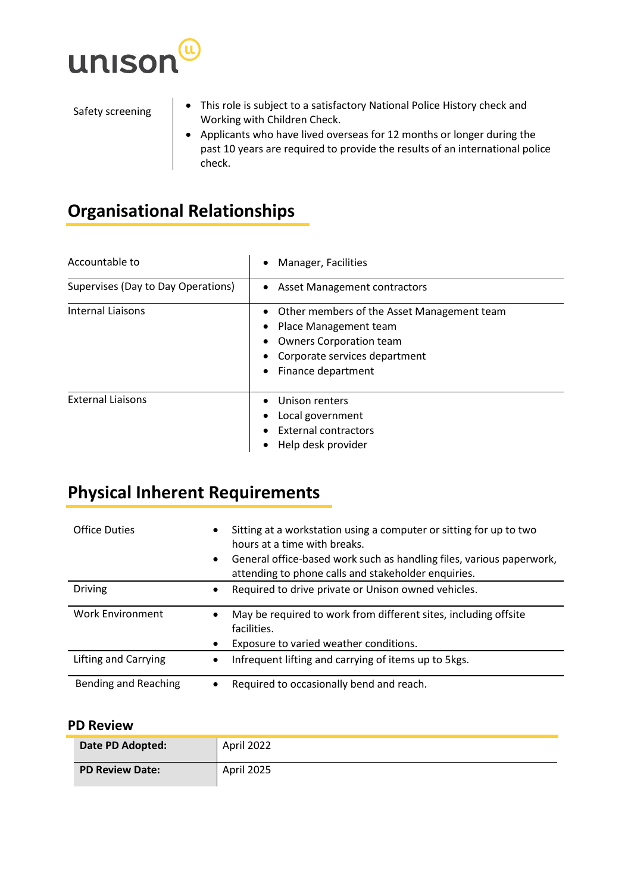| | |
|---|---|
| Safety screening | • This role is subject to a satisfactory National Police History check and Working with Children Check.<br>• Applicants who have lived overseas for 12 months or longer during the past 10 years are required to provide the results of an international police check. |

## Organisational Relationships

| | |
|---|---|
| Accountable to | • Manager, Facilities |
| Supervises (Day to Day Operations) | • Asset Management contractors |
| Internal Liaisons | • Other members of the Asset Management team<br>• Place Management team<br>• Owners Corporation team<br>• Corporate services department<br>• Finance department |
| External Liaisons | • Unison renters<br>• Local government<br>• External contractors<br>• Help desk provider |

## Physical Inherent Requirements

| | |
|---|---|
| Office Duties | • Sitting at a workstation using a computer or sitting for up to two hours at a time with breaks.<br>• General office-based work such as handling files, various paperwork, attending to phone calls and stakeholder enquiries. |
| Driving | • Required to drive private or Unison owned vehicles. |
| Work Environment | • May be required to work from different sites, including offsite facilities.<br>• Exposure to varied weather conditions. |
| Lifting and Carrying | • Infrequent lifting and carrying of items up to 5kgs. |
| Bending and Reaching | • Required to occasionally bend and reach. |

### PD Review

| | |
|---|---|
| **Date PD Adopted:** | April 2022 |
| **PD Review Date:** | April 2025 |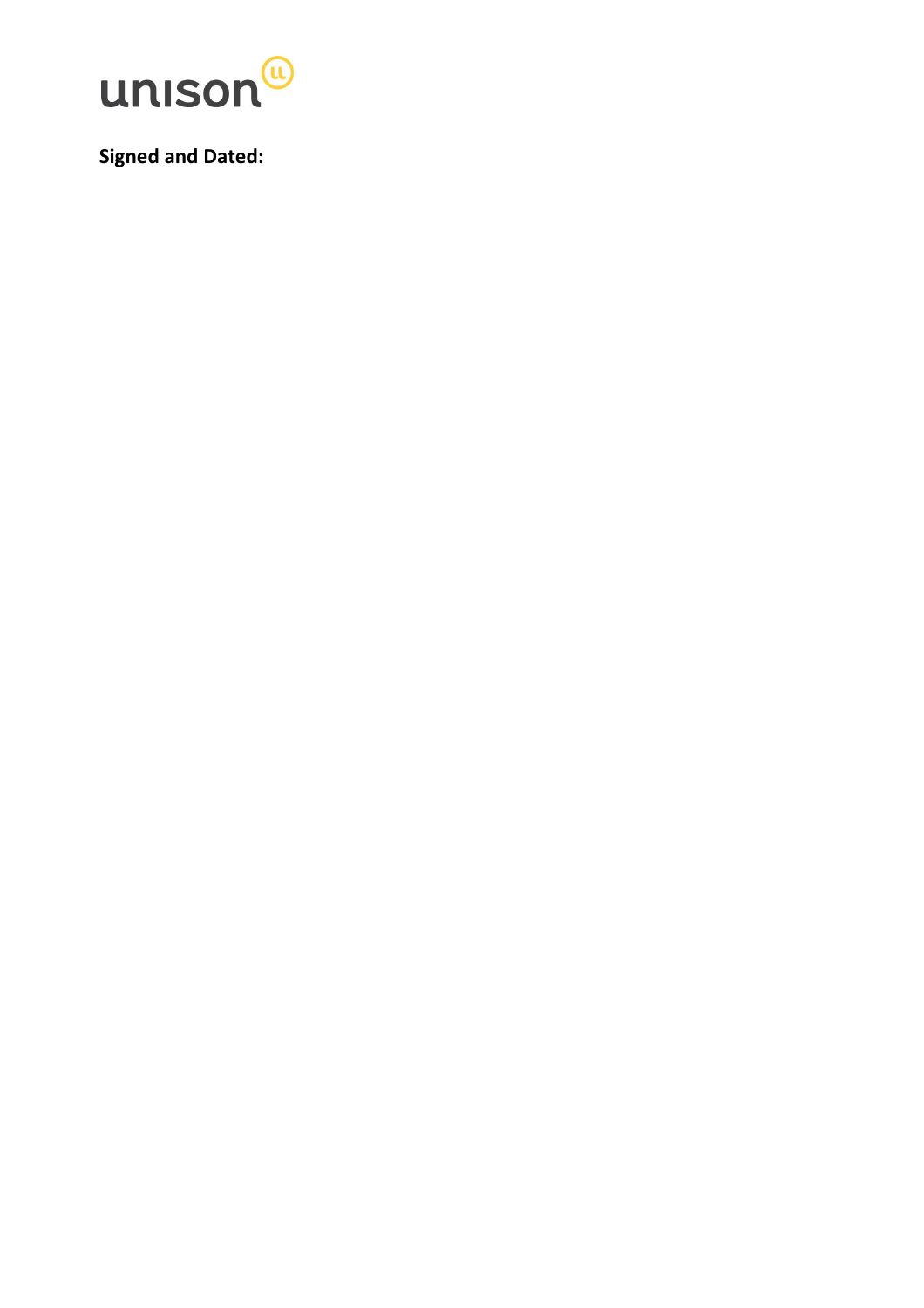**Signed and Dated:**